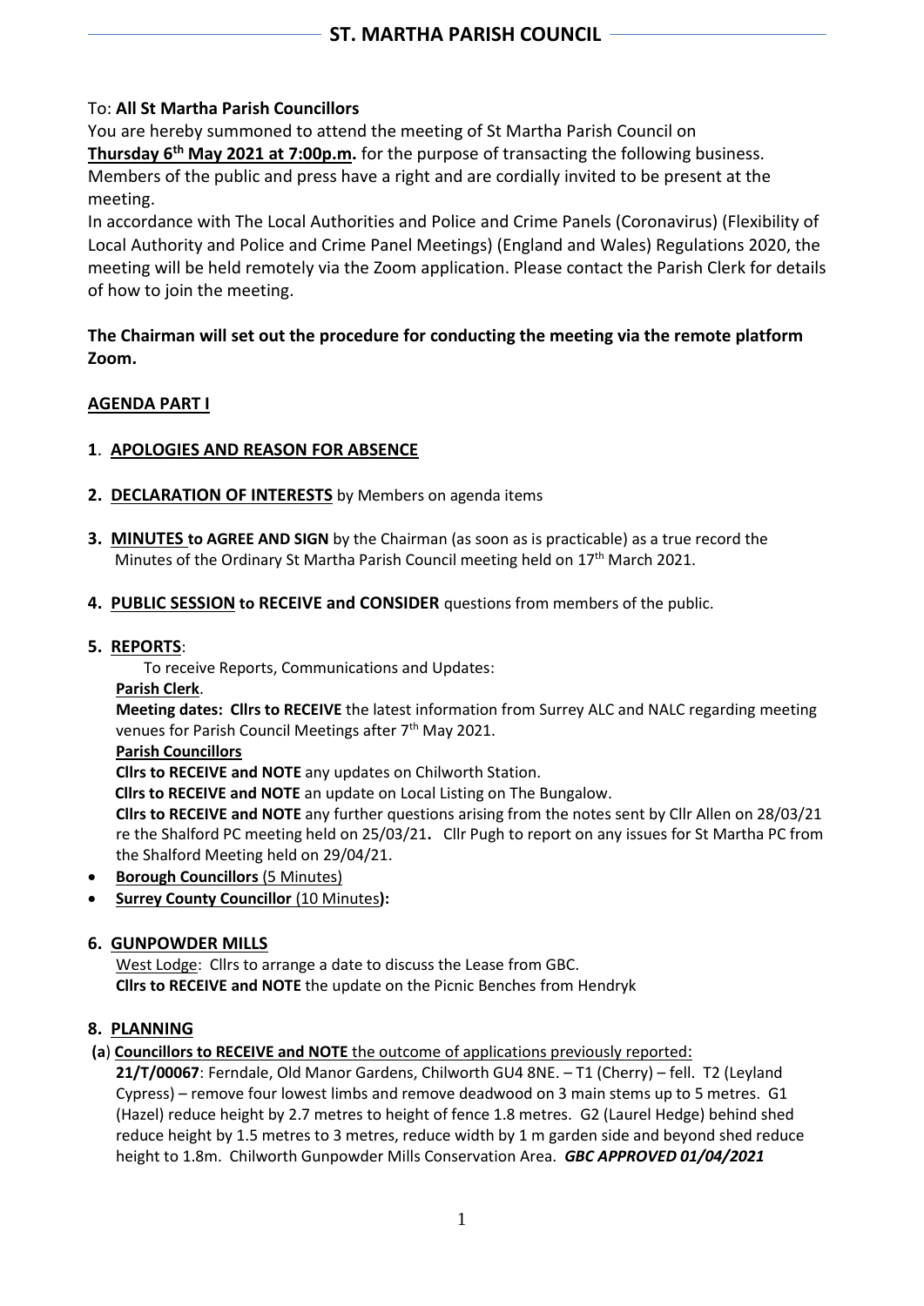# ST. MARTHA PARISH COUNCIL

To: **All St Martha Parish Councillors**

You are hereby summoned to attend the meeting of St Martha Parish Council on **Thursday 6th May 2021 at 7:00p.m.** for the purpose of transacting the following business. Members of the public and press have a right and are cordially invited to be present at the meeting.

In accordance with The Local Authorities and Police and Crime Panels (Coronavirus) (Flexibility of Local Authority and Police and Crime Panel Meetings) (England and Wales) Regulations 2020, the meeting will be held remotely via the Zoom application. Please contact the Parish Clerk for details of how to join the meeting.

**The Chairman will set out the procedure for conducting the meeting via the remote platform Zoom.**

## AGENDA PART I

**1**. **APOLOGIES AND REASON FOR ABSENCE**

**2. DECLARATION OF INTERESTS** by Members on agenda items

**3. MINUTES to AGREE AND SIGN** by the Chairman (as soon as is practicable) as a true record the Minutes of the Ordinary St Martha Parish Council meeting held on 17th March 2021.

**4. PUBLIC SESSION to RECEIVE and CONSIDER** questions from members of the public.

**5. REPORTS**:

To receive Reports, Communications and Updates:

**Parish Clerk**.

**Meeting dates: Cllrs to RECEIVE** the latest information from Surrey ALC and NALC regarding meeting venues for Parish Council Meetings after 7th May 2021.

**Parish Councillors**

**Cllrs to RECEIVE and NOTE** any updates on Chilworth Station.

**Cllrs to RECEIVE and NOTE** an update on Local Listing on The Bungalow.

**Cllrs to RECEIVE and NOTE** any further questions arising from the notes sent by Cllr Allen on 28/03/21 re the Shalford PC meeting held on 25/03/21**.** Cllr Pugh to report on any issues for St Martha PC from the Shalford Meeting held on 29/04/21.

- **Borough Councillors** (5 Minutes)
- **Surrey County Councillor** (10 Minutes**):**

**6. GUNPOWDER MILLS**

West Lodge: Cllrs to arrange a date to discuss the Lease from GBC.

**Cllrs to RECEIVE and NOTE** the update on the Picnic Benches from Hendryk

**8. PLANNING**

**(a) Councillors to RECEIVE and NOTE** the outcome of applications previously reported:

**21/T/00067**: Ferndale, Old Manor Gardens, Chilworth GU4 8NE. – T1 (Cherry) – fell. T2 (Leyland Cypress) – remove four lowest limbs and remove deadwood on 3 main stems up to 5 metres. G1 (Hazel) reduce height by 2.7 metres to height of fence 1.8 metres. G2 (Laurel Hedge) behind shed reduce height by 1.5 metres to 3 metres, reduce width by 1 m garden side and beyond shed reduce height to 1.8m. Chilworth Gunpowder Mills Conservation Area. ***GBC APPROVED 01/04/2021***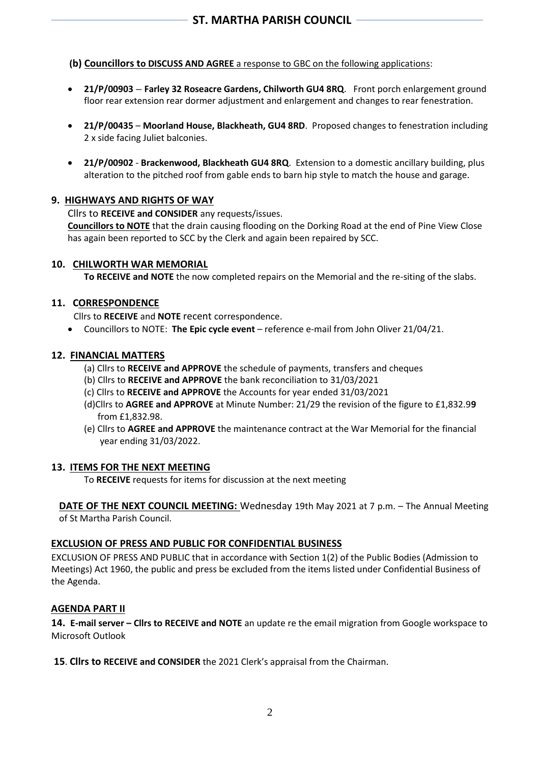**(b) Councillors to DISCUSS AND AGREE** a response to GBC on the following applications:

- **21/P/00903** – **Farley 32 Roseacre Gardens, Chilworth GU4 8RQ**. Front porch enlargement ground floor rear extension rear dormer adjustment and enlargement and changes to rear fenestration.
- **21/P/00435** – **Moorland House, Blackheath, GU4 8RD**. Proposed changes to fenestration including 2 x side facing Juliet balconies.
- **21/P/00902** - **Brackenwood, Blackheath GU4 8RQ**. Extension to a domestic ancillary building, plus alteration to the pitched roof from gable ends to barn hip style to match the house and garage.

## 9. HIGHWAYS AND RIGHTS OF WAY

Cllrs to **RECEIVE and CONSIDER** any requests/issues.

**Councillors to NOTE** that the drain causing flooding on the Dorking Road at the end of Pine View Close has again been reported to SCC by the Clerk and again been repaired by SCC.

## 10. CHILWORTH WAR MEMORIAL

**To RECEIVE and NOTE** the now completed repairs on the Memorial and the re-siting of the slabs.

## 11. CORRESPONDENCE

Cllrs to **RECEIVE** and **NOTE** recent correspondence.

- Councillors to NOTE: **The Epic cycle event** – reference e-mail from John Oliver 21/04/21.

## 12. FINANCIAL MATTERS

(a) Cllrs to **RECEIVE and APPROVE** the schedule of payments, transfers and cheques

(b) Cllrs to **RECEIVE and APPROVE** the bank reconciliation to 31/03/2021

(c) Cllrs to **RECEIVE and APPROVE** the Accounts for year ended 31/03/2021

(d)Cllrs to **AGREE and APPROVE** at Minute Number: 21/29 the revision of the figure to £1,832.9**9** from £1,832.98.

(e) Cllrs to **AGREE and APPROVE** the maintenance contract at the War Memorial for the financial year ending 31/03/2022.

## 13. ITEMS FOR THE NEXT MEETING

To **RECEIVE** requests for items for discussion at the next meeting

**DATE OF THE NEXT COUNCIL MEETING:** Wednesday 19th May 2021 at 7 p.m. – The Annual Meeting of St Martha Parish Council.

## EXCLUSION OF PRESS AND PUBLIC FOR CONFIDENTIAL BUSINESS

EXCLUSION OF PRESS AND PUBLIC that in accordance with Section 1(2) of the Public Bodies (Admission to Meetings) Act 1960, the public and press be excluded from the items listed under Confidential Business of the Agenda.

## AGENDA PART II

**14. E-mail server – Cllrs to RECEIVE and NOTE** an update re the email migration from Google workspace to Microsoft Outlook

**15**. **Cllrs to RECEIVE and CONSIDER** the 2021 Clerk's appraisal from the Chairman.